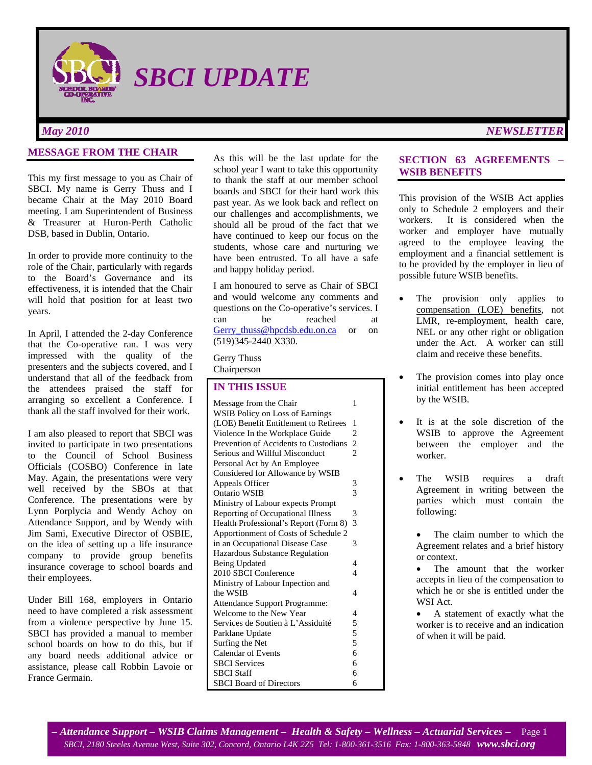# SBCI UPDATE

*May 2010* *NEWSLETTER*

## MESSAGE FROM THE CHAIR

This my first message to you as Chair of SBCI. My name is Gerry Thuss and I became Chair at the May 2010 Board meeting. I am Superintendent of Business & Treasurer at Huron-Perth Catholic DSB, based in Dublin, Ontario.

In order to provide more continuity to the role of the Chair, particularly with regards to the Board's Governance and its effectiveness, it is intended that the Chair will hold that position for at least two years.

In April, I attended the 2-day Conference that the Co-operative ran. I was very impressed with the quality of the presenters and the subjects covered, and I understand that all of the feedback from the attendees praised the staff for arranging so excellent a Conference. I thank all the staff involved for their work.

I am also pleased to report that SBCI was invited to participate in two presentations to the Council of School Business Officials (COSBO) Conference in late May. Again, the presentations were very well received by the SBOs at that Conference. The presentations were by Lynn Porplycia and Wendy Achoy on Attendance Support, and by Wendy with Jim Sami, Executive Director of OSBIE, on the idea of setting up a life insurance company to provide group benefits insurance coverage to school boards and their employees.

Under Bill 168, employers in Ontario need to have completed a risk assessment from a violence perspective by June 15. SBCI has provided a manual to member school boards on how to do this, but if any board needs additional advice or assistance, please call Robbin Lavoie or France Germain.

As this will be the last update for the school year I want to take this opportunity to thank the staff at our member school boards and SBCI for their hard work this past year. As we look back and reflect on our challenges and accomplishments, we should all be proud of the fact that we have continued to keep our focus on the students, whose care and nurturing we have been entrusted. To all have a safe and happy holiday period.

I am honoured to serve as Chair of SBCI and would welcome any comments and questions on the Co-operative's services. I can be reached at Gerry_thuss@hpcdsb.edu.on.ca or on (519)345-2440 X330.

Gerry Thuss
Chairperson

## IN THIS ISSUE

| | |
|---|---|
| Message from the Chair | 1 |
| WSIB Policy on Loss of Earnings (LOE) Benefit Entitlement to Retirees | 1 |
| Violence In the Workplace Guide | 2 |
| Prevention of Accidents to Custodians | 2 |
| Serious and Willful Misconduct | 2 |
| Personal Act by An Employee Considered for Allowance by WSIB Appeals Officer | 3 |
| Ontario WSIB | 3 |
| Ministry of Labour expects Prompt Reporting of Occupational Illness | 3 |
| Health Professional's Report (Form 8) | 3 |
| Apportionment of Costs of Schedule 2 in an Occupational Disease Case | 3 |
| Hazardous Substance Regulation Being Updated | 4 |
| 2010 SBCI Conference | 4 |
| Ministry of Labour Inpection and the WSIB | 4 |
| Attendance Support Programme: Welcome to the New Year | 4 |
| Services de Soutien à L'Assiduité | 5 |
| Parklane Update | 5 |
| Surfing the Net | 5 |
| Calendar of Events | 6 |
| SBCI Services | 6 |
| SBCI Staff | 6 |
| SBCI Board of Directors | 6 |

## SECTION 63 AGREEMENTS – WSIB BENEFITS

This provision of the WSIB Act applies only to Schedule 2 employers and their workers. It is considered when the worker and employer have mutually agreed to the employee leaving the employment and a financial settlement is to be provided by the employer in lieu of possible future WSIB benefits.

- The provision only applies to compensation (LOE) benefits, not LMR, re-employment, health care, NEL or any other right or obligation under the Act. A worker can still claim and receive these benefits.
- The provision comes into play once initial entitlement has been accepted by the WSIB.
- It is at the sole discretion of the WSIB to approve the Agreement between the employer and the worker.
- The WSIB requires a draft Agreement in writing between the parties which must contain the following:
  - The claim number to which the Agreement relates and a brief history or context.
  - The amount that the worker accepts in lieu of the compensation to which he or she is entitled under the WSI Act.
  - A statement of exactly what the worker is to receive and an indication of when it will be paid.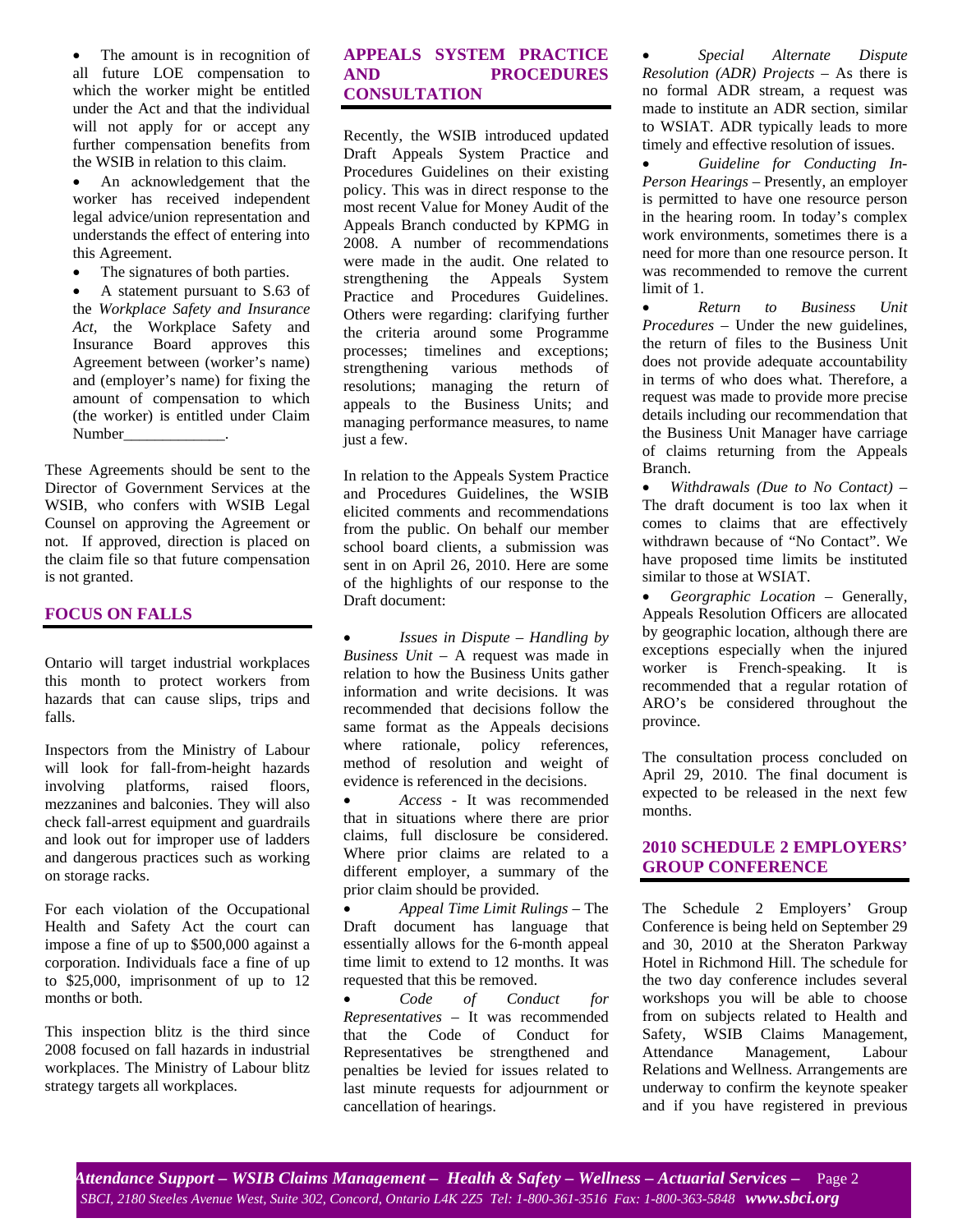- The amount is in recognition of all future LOE compensation to which the worker might be entitled under the Act and that the individual will not apply for or accept any further compensation benefits from the WSIB in relation to this claim.
- An acknowledgement that the worker has received independent legal advice/union representation and understands the effect of entering into this Agreement.
- The signatures of both parties.
- A statement pursuant to S.63 of the *Workplace Safety and Insurance Act*, the Workplace Safety and Insurance Board approves this Agreement between (worker's name) and (employer's name) for fixing the amount of compensation to which (the worker) is entitled under Claim Number_____________.

These Agreements should be sent to the Director of Government Services at the WSIB, who confers with WSIB Legal Counsel on approving the Agreement or not. If approved, direction is placed on the claim file so that future compensation is not granted.

## FOCUS ON FALLS

Ontario will target industrial workplaces this month to protect workers from hazards that can cause slips, trips and falls.

Inspectors from the Ministry of Labour will look for fall-from-height hazards involving platforms, raised floors, mezzanines and balconies. They will also check fall-arrest equipment and guardrails and look out for improper use of ladders and dangerous practices such as working on storage racks.

For each violation of the Occupational Health and Safety Act the court can impose a fine of up to $500,000 against a corporation. Individuals face a fine of up to $25,000, imprisonment of up to 12 months or both.

This inspection blitz is the third since 2008 focused on fall hazards in industrial workplaces. The Ministry of Labour blitz strategy targets all workplaces.

## APPEALS SYSTEM PRACTICE AND PROCEDURES CONSULTATION

Recently, the WSIB introduced updated Draft Appeals System Practice and Procedures Guidelines on their existing policy. This was in direct response to the most recent Value for Money Audit of the Appeals Branch conducted by KPMG in 2008. A number of recommendations were made in the audit. One related to strengthening the Appeals System Practice and Procedures Guidelines. Others were regarding: clarifying further the criteria around some Programme processes; timelines and exceptions; strengthening various methods of resolutions; managing the return of appeals to the Business Units; and managing performance measures, to name just a few.

In relation to the Appeals System Practice and Procedures Guidelines, the WSIB elicited comments and recommendations from the public. On behalf our member school board clients, a submission was sent in on April 26, 2010. Here are some of the highlights of our response to the Draft document:

- *Issues in Dispute – Handling by Business Unit* – A request was made in relation to how the Business Units gather information and write decisions. It was recommended that decisions follow the same format as the Appeals decisions where rationale, policy references, method of resolution and weight of evidence is referenced in the decisions.
- *Access* - It was recommended that in situations where there are prior claims, full disclosure be considered. Where prior claims are related to a different employer, a summary of the prior claim should be provided.
- *Appeal Time Limit Rulings* – The Draft document has language that essentially allows for the 6-month appeal time limit to extend to 12 months. It was requested that this be removed.
- *Code of Conduct for Representatives* – It was recommended that the Code of Conduct for Representatives be strengthened and penalties be levied for issues related to last minute requests for adjournment or cancellation of hearings.
- *Special Alternate Dispute Resolution (ADR) Projects* – As there is no formal ADR stream, a request was made to institute an ADR section, similar to WSIAT. ADR typically leads to more timely and effective resolution of issues.
- *Guideline for Conducting In-Person Hearings* – Presently, an employer is permitted to have one resource person in the hearing room. In today's complex work environments, sometimes there is a need for more than one resource person. It was recommended to remove the current limit of 1.
- *Return to Business Unit Procedures* – Under the new guidelines, the return of files to the Business Unit does not provide adequate accountability in terms of who does what. Therefore, a request was made to provide more precise details including our recommendation that the Business Unit Manager have carriage of claims returning from the Appeals Branch.
- *Withdrawals (Due to No Contact)* – The draft document is too lax when it comes to claims that are effectively withdrawn because of "No Contact". We have proposed time limits be instituted similar to those at WSIAT.
- *Georgraphic Location* – Generally, Appeals Resolution Officers are allocated by geographic location, although there are exceptions especially when the injured worker is French-speaking. It is recommended that a regular rotation of ARO's be considered throughout the province.

The consultation process concluded on April 29, 2010. The final document is expected to be released in the next few months.

## 2010 SCHEDULE 2 EMPLOYERS' GROUP CONFERENCE

The Schedule 2 Employers' Group Conference is being held on September 29 and 30, 2010 at the Sheraton Parkway Hotel in Richmond Hill. The schedule for the two day conference includes several workshops you will be able to choose from on subjects related to Health and Safety, WSIB Claims Management, Attendance Management, Labour Relations and Wellness. Arrangements are underway to confirm the keynote speaker and if you have registered in previous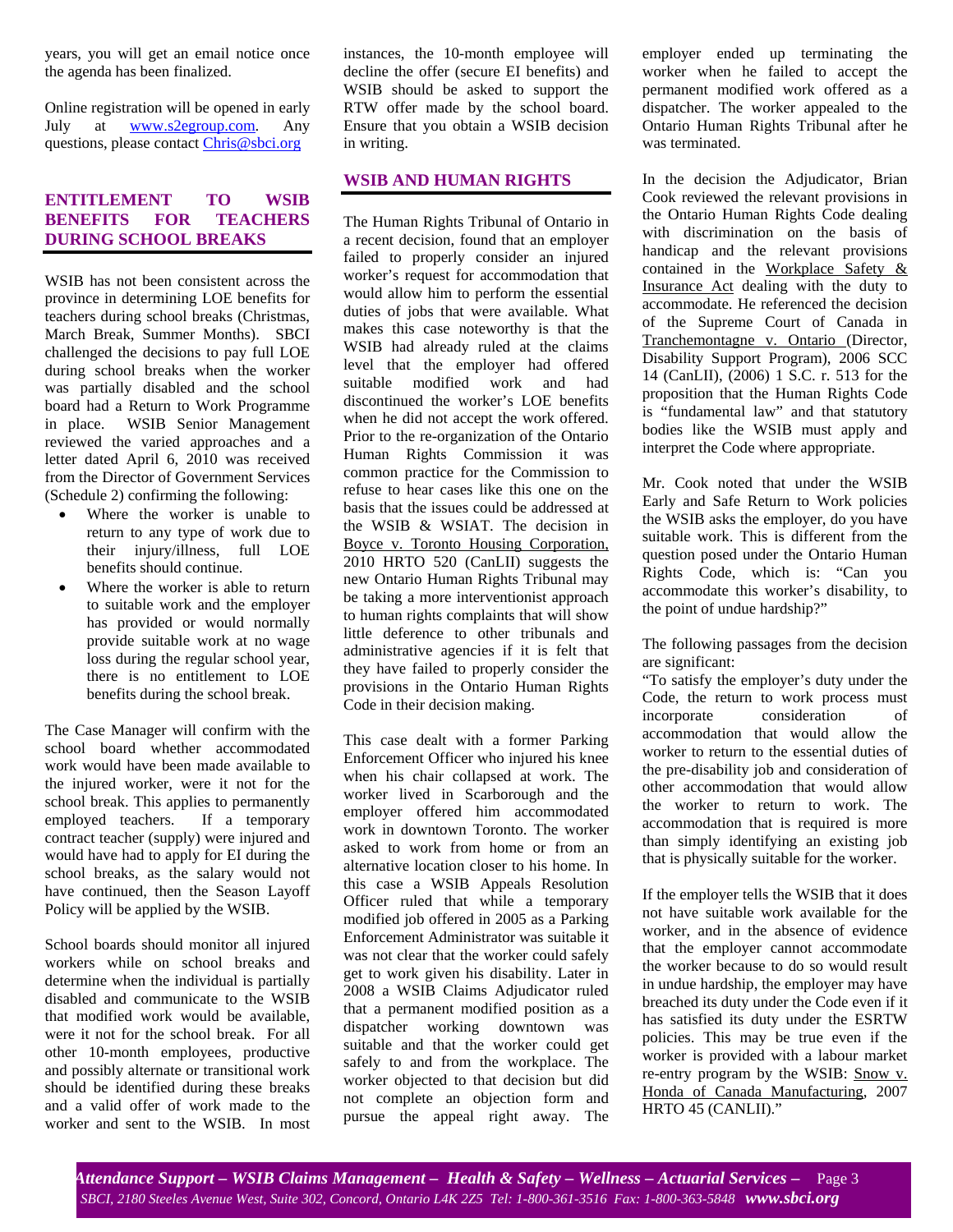years, you will get an email notice once the agenda has been finalized.

Online registration will be opened in early July at www.s2egroup.com. Any questions, please contact Chris@sbci.org

## ENTITLEMENT TO WSIB BENEFITS FOR TEACHERS DURING SCHOOL BREAKS

WSIB has not been consistent across the province in determining LOE benefits for teachers during school breaks (Christmas, March Break, Summer Months). SBCI challenged the decisions to pay full LOE during school breaks when the worker was partially disabled and the school board had a Return to Work Programme in place. WSIB Senior Management reviewed the varied approaches and a letter dated April 6, 2010 was received from the Director of Government Services (Schedule 2) confirming the following:

- Where the worker is unable to return to any type of work due to their injury/illness, full LOE benefits should continue.
- Where the worker is able to return to suitable work and the employer has provided or would normally provide suitable work at no wage loss during the regular school year, there is no entitlement to LOE benefits during the school break.

The Case Manager will confirm with the school board whether accommodated work would have been made available to the injured worker, were it not for the school break. This applies to permanently employed teachers. If a temporary contract teacher (supply) were injured and would have had to apply for EI during the school breaks, as the salary would not have continued, then the Season Layoff Policy will be applied by the WSIB.

School boards should monitor all injured workers while on school breaks and determine when the individual is partially disabled and communicate to the WSIB that modified work would be available, were it not for the school break. For all other 10-month employees, productive and possibly alternate or transitional work should be identified during these breaks and a valid offer of work made to the worker and sent to the WSIB. In most instances, the 10-month employee will decline the offer (secure EI benefits) and WSIB should be asked to support the RTW offer made by the school board. Ensure that you obtain a WSIB decision in writing.

## WSIB AND HUMAN RIGHTS

The Human Rights Tribunal of Ontario in a recent decision, found that an employer failed to properly consider an injured worker's request for accommodation that would allow him to perform the essential duties of jobs that were available. What makes this case noteworthy is that the WSIB had already ruled at the claims level that the employer had offered suitable modified work and had discontinued the worker's LOE benefits when he did not accept the work offered. Prior to the re-organization of the Ontario Human Rights Commission it was common practice for the Commission to refuse to hear cases like this one on the basis that the issues could be addressed at the WSIB & WSIAT. The decision in Boyce v. Toronto Housing Corporation, 2010 HRTO 520 (CanLII) suggests the new Ontario Human Rights Tribunal may be taking a more interventionist approach to human rights complaints that will show little deference to other tribunals and administrative agencies if it is felt that they have failed to properly consider the provisions in the Ontario Human Rights Code in their decision making.

This case dealt with a former Parking Enforcement Officer who injured his knee when his chair collapsed at work. The worker lived in Scarborough and the employer offered him accommodated work in downtown Toronto. The worker asked to work from home or from an alternative location closer to his home. In this case a WSIB Appeals Resolution Officer ruled that while a temporary modified job offered in 2005 as a Parking Enforcement Administrator was suitable it was not clear that the worker could safely get to work given his disability. Later in 2008 a WSIB Claims Adjudicator ruled that a permanent modified position as a dispatcher working downtown was suitable and that the worker could get safely to and from the workplace. The worker objected to that decision but did not complete an objection form and pursue the appeal right away. The employer ended up terminating the worker when he failed to accept the permanent modified work offered as a dispatcher. The worker appealed to the Ontario Human Rights Tribunal after he was terminated.

In the decision the Adjudicator, Brian Cook reviewed the relevant provisions in the Ontario Human Rights Code dealing with discrimination on the basis of handicap and the relevant provisions contained in the Workplace Safety & Insurance Act dealing with the duty to accommodate. He referenced the decision of the Supreme Court of Canada in Tranchemontagne v. Ontario (Director, Disability Support Program), 2006 SCC 14 (CanLII), (2006) 1 S.C. r. 513 for the proposition that the Human Rights Code is "fundamental law" and that statutory bodies like the WSIB must apply and interpret the Code where appropriate.

Mr. Cook noted that under the WSIB Early and Safe Return to Work policies the WSIB asks the employer, do you have suitable work. This is different from the question posed under the Ontario Human Rights Code, which is: "Can you accommodate this worker's disability, to the point of undue hardship?"

The following passages from the decision are significant:

"To satisfy the employer's duty under the Code, the return to work process must incorporate consideration of accommodation that would allow the worker to return to the essential duties of the pre-disability job and consideration of other accommodation that would allow the worker to return to work. The accommodation that is required is more than simply identifying an existing job that is physically suitable for the worker.

If the employer tells the WSIB that it does not have suitable work available for the worker, and in the absence of evidence that the employer cannot accommodate the worker because to do so would result in undue hardship, the employer may have breached its duty under the Code even if it has satisfied its duty under the ESRTW policies. This may be true even if the worker is provided with a labour market re-entry program by the WSIB: Snow v. Honda of Canada Manufacturing, 2007 HRTO 45 (CANLII)."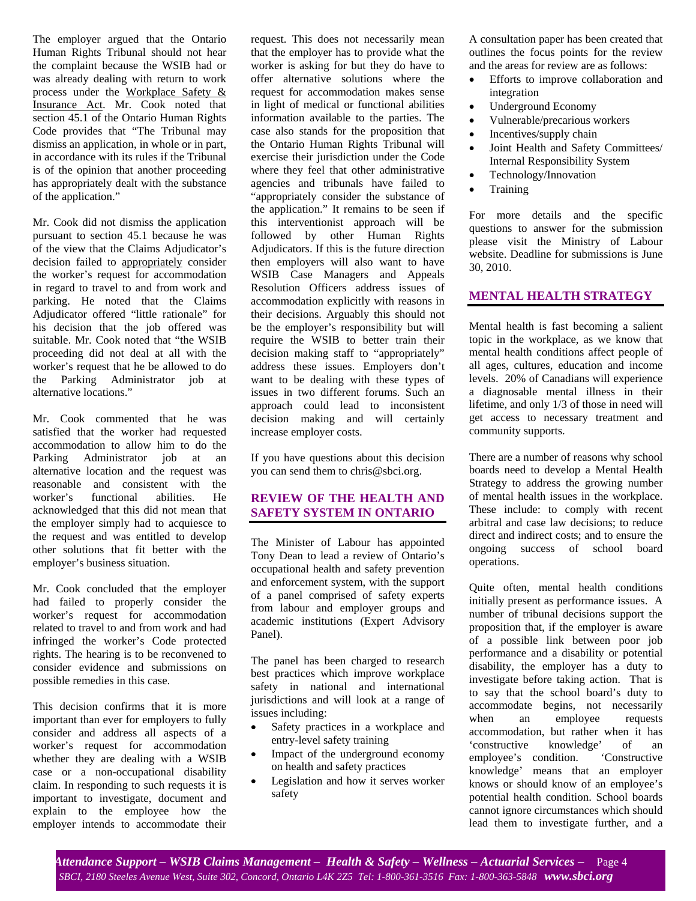The employer argued that the Ontario Human Rights Tribunal should not hear the complaint because the WSIB had or was already dealing with return to work process under the Workplace Safety & Insurance Act. Mr. Cook noted that section 45.1 of the Ontario Human Rights Code provides that "The Tribunal may dismiss an application, in whole or in part, in accordance with its rules if the Tribunal is of the opinion that another proceeding has appropriately dealt with the substance of the application."

Mr. Cook did not dismiss the application pursuant to section 45.1 because he was of the view that the Claims Adjudicator's decision failed to appropriately consider the worker's request for accommodation in regard to travel to and from work and parking. He noted that the Claims Adjudicator offered "little rationale" for his decision that the job offered was suitable. Mr. Cook noted that "the WSIB proceeding did not deal at all with the worker's request that he be allowed to do the Parking Administrator job at alternative locations."

Mr. Cook commented that he was satisfied that the worker had requested accommodation to allow him to do the Parking Administrator job at an alternative location and the request was reasonable and consistent with the worker's functional abilities. He acknowledged that this did not mean that the employer simply had to acquiesce to the request and was entitled to develop other solutions that fit better with the employer's business situation.

Mr. Cook concluded that the employer had failed to properly consider the worker's request for accommodation related to travel to and from work and had infringed the worker's Code protected rights. The hearing is to be reconvened to consider evidence and submissions on possible remedies in this case.

This decision confirms that it is more important than ever for employers to fully consider and address all aspects of a worker's request for accommodation whether they are dealing with a WSIB case or a non-occupational disability claim. In responding to such requests it is important to investigate, document and explain to the employee how the employer intends to accommodate their request. This does not necessarily mean that the employer has to provide what the worker is asking for but they do have to offer alternative solutions where the request for accommodation makes sense in light of medical or functional abilities information available to the parties. The case also stands for the proposition that the Ontario Human Rights Tribunal will exercise their jurisdiction under the Code where they feel that other administrative agencies and tribunals have failed to "appropriately consider the substance of the application." It remains to be seen if this interventionist approach will be followed by other Human Rights Adjudicators. If this is the future direction then employers will also want to have WSIB Case Managers and Appeals Resolution Officers address issues of accommodation explicitly with reasons in their decisions. Arguably this should not be the employer's responsibility but will require the WSIB to better train their decision making staff to "appropriately" address these issues. Employers don't want to be dealing with these types of issues in two different forums. Such an approach could lead to inconsistent decision making and will certainly increase employer costs.

If you have questions about this decision you can send them to chris@sbci.org.

## REVIEW OF THE HEALTH AND SAFETY SYSTEM IN ONTARIO

The Minister of Labour has appointed Tony Dean to lead a review of Ontario's occupational health and safety prevention and enforcement system, with the support of a panel comprised of safety experts from labour and employer groups and academic institutions (Expert Advisory Panel).

The panel has been charged to research best practices which improve workplace safety in national and international jurisdictions and will look at a range of issues including:

- Safety practices in a workplace and entry-level safety training
- Impact of the underground economy on health and safety practices
- Legislation and how it serves worker safety

A consultation paper has been created that outlines the focus points for the review and the areas for review are as follows:

- Efforts to improve collaboration and integration
- Underground Economy
- Vulnerable/precarious workers
- Incentives/supply chain
- Joint Health and Safety Committees/ Internal Responsibility System
- Technology/Innovation
- Training

For more details and the specific questions to answer for the submission please visit the Ministry of Labour website. Deadline for submissions is June 30, 2010.

## MENTAL HEALTH STRATEGY

Mental health is fast becoming a salient topic in the workplace, as we know that mental health conditions affect people of all ages, cultures, education and income levels. 20% of Canadians will experience a diagnosable mental illness in their lifetime, and only 1/3 of those in need will get access to necessary treatment and community supports.

There are a number of reasons why school boards need to develop a Mental Health Strategy to address the growing number of mental health issues in the workplace. These include: to comply with recent arbitral and case law decisions; to reduce direct and indirect costs; and to ensure the ongoing success of school board operations.

Quite often, mental health conditions initially present as performance issues. A number of tribunal decisions support the proposition that, if the employer is aware of a possible link between poor job performance and a disability or potential disability, the employer has a duty to investigate before taking action. That is to say that the school board's duty to accommodate begins, not necessarily when an employee requests accommodation, but rather when it has 'constructive knowledge' of an employee's condition. 'Constructive knowledge' means that an employer knows or should know of an employee's potential health condition. School boards cannot ignore circumstances which should lead them to investigate further, and a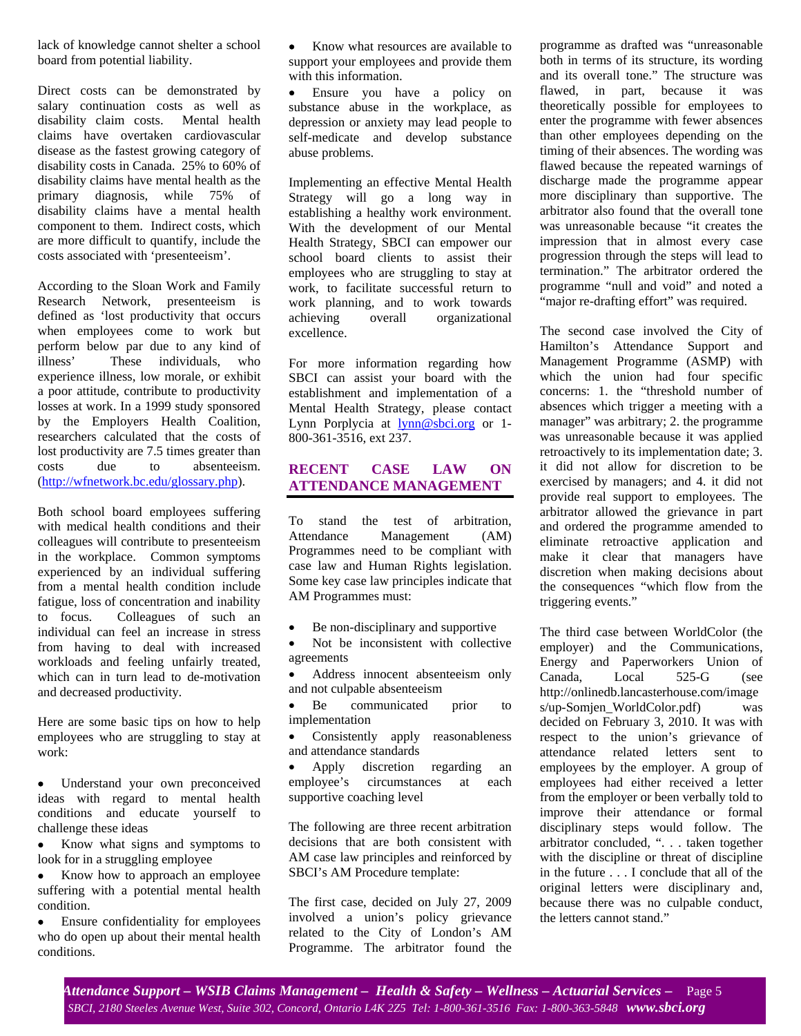lack of knowledge cannot shelter a school board from potential liability.

Direct costs can be demonstrated by salary continuation costs as well as disability claim costs. Mental health claims have overtaken cardiovascular disease as the fastest growing category of disability costs in Canada. 25% to 60% of disability claims have mental health as the primary diagnosis, while 75% of disability claims have a mental health component to them. Indirect costs, which are more difficult to quantify, include the costs associated with 'presenteeism'.

According to the Sloan Work and Family Research Network, presenteeism is defined as 'lost productivity that occurs when employees come to work but perform below par due to any kind of illness' These individuals, who experience illness, low morale, or exhibit a poor attitude, contribute to productivity losses at work. In a 1999 study sponsored by the Employers Health Coalition, researchers calculated that the costs of lost productivity are 7.5 times greater than costs due to absenteeism. (http://wfnetwork.bc.edu/glossary.php).

Both school board employees suffering with medical health conditions and their colleagues will contribute to presenteeism in the workplace. Common symptoms experienced by an individual suffering from a mental health condition include fatigue, loss of concentration and inability to focus. Colleagues of such an individual can feel an increase in stress from having to deal with increased workloads and feeling unfairly treated, which can in turn lead to de-motivation and decreased productivity.

Here are some basic tips on how to help employees who are struggling to stay at work:

- Understand your own preconceived ideas with regard to mental health conditions and educate yourself to challenge these ideas
- Know what signs and symptoms to look for in a struggling employee
- Know how to approach an employee suffering with a potential mental health condition.
- Ensure confidentiality for employees who do open up about their mental health conditions.
- Know what resources are available to support your employees and provide them with this information.
- Ensure you have a policy on substance abuse in the workplace, as depression or anxiety may lead people to self-medicate and develop substance abuse problems.

Implementing an effective Mental Health Strategy will go a long way in establishing a healthy work environment. With the development of our Mental Health Strategy, SBCI can empower our school board clients to assist their employees who are struggling to stay at work, to facilitate successful return to work planning, and to work towards achieving overall organizational excellence.

For more information regarding how SBCI can assist your board with the establishment and implementation of a Mental Health Strategy, please contact Lynn Porplycia at lynn@sbci.org or 1-800-361-3516, ext 237.

## RECENT CASE LAW ON ATTENDANCE MANAGEMENT

To stand the test of arbitration, Attendance Management (AM) Programmes need to be compliant with case law and Human Rights legislation. Some key case law principles indicate that AM Programmes must:

- Be non-disciplinary and supportive
- Not be inconsistent with collective agreements
- Address innocent absenteeism only and not culpable absenteeism
- Be communicated prior to implementation
- Consistently apply reasonableness and attendance standards
- Apply discretion regarding an employee's circumstances at each supportive coaching level

The following are three recent arbitration decisions that are both consistent with AM case law principles and reinforced by SBCI's AM Procedure template:

The first case, decided on July 27, 2009 involved a union's policy grievance related to the City of London's AM Programme. The arbitrator found the programme as drafted was "unreasonable both in terms of its structure, its wording and its overall tone." The structure was flawed, in part, because it was theoretically possible for employees to enter the programme with fewer absences than other employees depending on the timing of their absences. The wording was flawed because the repeated warnings of discharge made the programme appear more disciplinary than supportive. The arbitrator also found that the overall tone was unreasonable because "it creates the impression that in almost every case progression through the steps will lead to termination." The arbitrator ordered the programme "null and void" and noted a "major re-drafting effort" was required.

The second case involved the City of Hamilton's Attendance Support and Management Programme (ASMP) with which the union had four specific concerns: 1. the "threshold number of absences which trigger a meeting with a manager" was arbitrary; 2. the programme was unreasonable because it was applied retroactively to its implementation date; 3. it did not allow for discretion to be exercised by managers; and 4. it did not provide real support to employees. The arbitrator allowed the grievance in part and ordered the programme amended to eliminate retroactive application and make it clear that managers have discretion when making decisions about the consequences "which flow from the triggering events."

The third case between WorldColor (the employer) and the Communications, Energy and Paperworkers Union of Canada, Local 525-G (see http://onlinedb.lancasterhouse.com/images/up-Somjen_WorldColor.pdf) was decided on February 3, 2010. It was with respect to the union's grievance of attendance related letters sent to employees by the employer. A group of employees had either received a letter from the employer or been verbally told to improve their attendance or formal disciplinary steps would follow. The arbitrator concluded, ". . . taken together with the discipline or threat of discipline in the future . . . I conclude that all of the original letters were disciplinary and, because there was no culpable conduct, the letters cannot stand."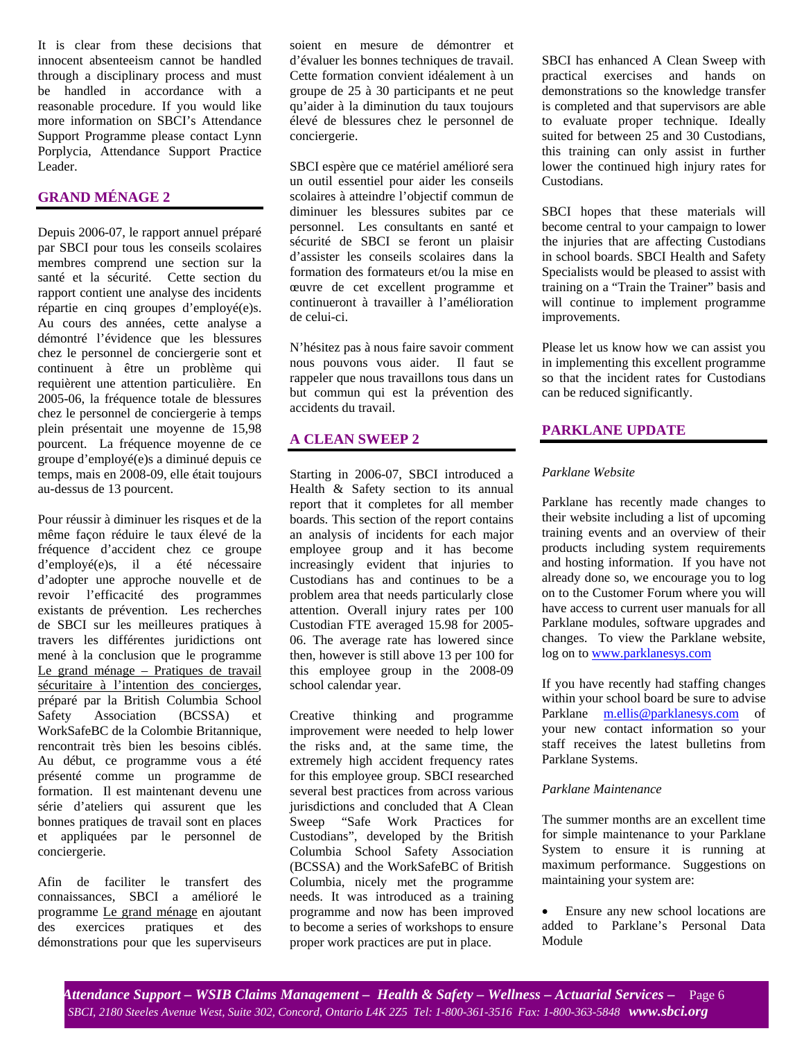It is clear from these decisions that innocent absenteeism cannot be handled through a disciplinary process and must be handled in accordance with a reasonable procedure. If you would like more information on SBCI's Attendance Support Programme please contact Lynn Porplycia, Attendance Support Practice Leader.

## GRAND MÉNAGE 2

Depuis 2006-07, le rapport annuel préparé par SBCI pour tous les conseils scolaires membres comprend une section sur la santé et la sécurité. Cette section du rapport contient une analyse des incidents répartie en cinq groupes d'employé(e)s. Au cours des années, cette analyse a démontré l'évidence que les blessures chez le personnel de conciergerie sont et continuent à être un problème qui requièrent une attention particulière. En 2005-06, la fréquence totale de blessures chez le personnel de conciergerie à temps plein présentait une moyenne de 15,98 pourcent. La fréquence moyenne de ce groupe d'employé(e)s a diminué depuis ce temps, mais en 2008-09, elle était toujours au-dessus de 13 pourcent.

Pour réussir à diminuer les risques et de la même façon réduire le taux élevé de la fréquence d'accident chez ce groupe d'employé(e)s, il a été nécessaire d'adopter une approche nouvelle et de revoir l'efficacité des programmes existants de prévention. Les recherches de SBCI sur les meilleures pratiques à travers les différentes juridictions ont mené à la conclusion que le programme Le grand ménage – Pratiques de travail sécuritaire à l'intention des concierges, préparé par la British Columbia School Safety Association (BCSSA) et WorkSafeBC de la Colombie Britannique, rencontrait très bien les besoins ciblés. Au début, ce programme vous a été présenté comme un programme de formation. Il est maintenant devenu une série d'ateliers qui assurent que les bonnes pratiques de travail sont en places et appliquées par le personnel de conciergerie.

Afin de faciliter le transfert des connaissances, SBCI a amélioré le programme Le grand ménage en ajoutant des exercices pratiques et des démonstrations pour que les superviseurs soient en mesure de démontrer et d'évaluer les bonnes techniques de travail. Cette formation convient idéalement à un groupe de 25 à 30 participants et ne peut qu'aider à la diminution du taux toujours élevé de blessures chez le personnel de conciergerie.

SBCI espère que ce matériel amélioré sera un outil essentiel pour aider les conseils scolaires à atteindre l'objectif commun de diminuer les blessures subites par ce personnel. Les consultants en santé et sécurité de SBCI se feront un plaisir d'assister les conseils scolaires dans la formation des formateurs et/ou la mise en œuvre de cet excellent programme et continueront à travailler à l'amélioration de celui-ci.

N'hésitez pas à nous faire savoir comment nous pouvons vous aider. Il faut se rappeler que nous travaillons tous dans un but commun qui est la prévention des accidents du travail.

## A CLEAN SWEEP 2

Starting in 2006-07, SBCI introduced a Health & Safety section to its annual report that it completes for all member boards. This section of the report contains an analysis of incidents for each major employee group and it has become increasingly evident that injuries to Custodians has and continues to be a problem area that needs particularly close attention. Overall injury rates per 100 Custodian FTE averaged 15.98 for 2005-06. The average rate has lowered since then, however is still above 13 per 100 for this employee group in the 2008-09 school calendar year.

Creative thinking and programme improvement were needed to help lower the risks and, at the same time, the extremely high accident frequency rates for this employee group. SBCI researched several best practices from across various jurisdictions and concluded that A Clean Sweep "Safe Work Practices for Custodians", developed by the British Columbia School Safety Association (BCSSA) and the WorkSafeBC of British Columbia, nicely met the programme needs. It was introduced as a training programme and now has been improved to become a series of workshops to ensure proper work practices are put in place.

SBCI has enhanced A Clean Sweep with practical exercises and hands on demonstrations so the knowledge transfer is completed and that supervisors are able to evaluate proper technique. Ideally suited for between 25 and 30 Custodians, this training can only assist in further lower the continued high injury rates for Custodians.

SBCI hopes that these materials will become central to your campaign to lower the injuries that are affecting Custodians in school boards. SBCI Health and Safety Specialists would be pleased to assist with training on a "Train the Trainer" basis and will continue to implement programme improvements.

Please let us know how we can assist you in implementing this excellent programme so that the incident rates for Custodians can be reduced significantly.

## PARKLANE UPDATE

*Parklane Website*

Parklane has recently made changes to their website including a list of upcoming training events and an overview of their products including system requirements and hosting information. If you have not already done so, we encourage you to log on to the Customer Forum where you will have access to current user manuals for all Parklane modules, software upgrades and changes. To view the Parklane website, log on to www.parklanesys.com

If you have recently had staffing changes within your school board be sure to advise Parklane m.ellis@parklanesys.com of your new contact information so your staff receives the latest bulletins from Parklane Systems.

*Parklane Maintenance*

The summer months are an excellent time for simple maintenance to your Parklane System to ensure it is running at maximum performance. Suggestions on maintaining your system are:

- Ensure any new school locations are added to Parklane's Personal Data Module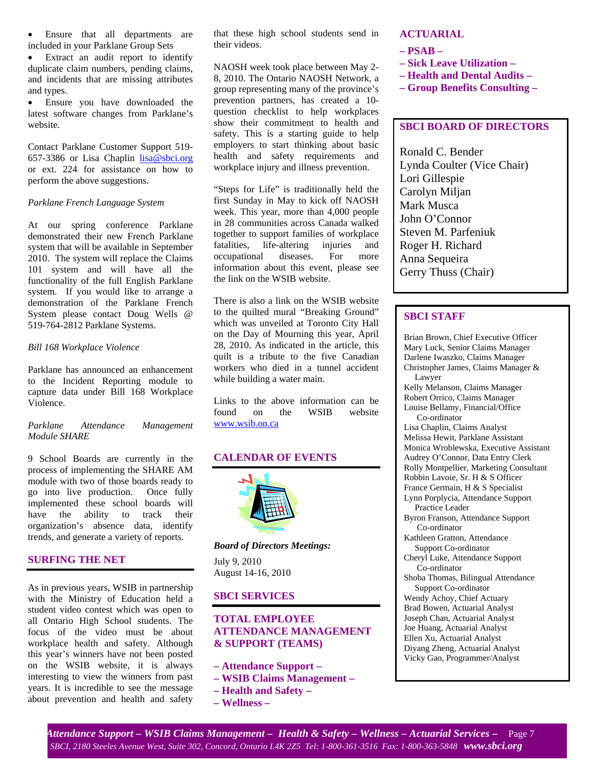- Ensure that all departments are included in your Parklane Group Sets
- Extract an audit report to identify duplicate claim numbers, pending claims, and incidents that are missing attributes and types.
- Ensure you have downloaded the latest software changes from Parklane's website.

Contact Parklane Customer Support 519-657-3386 or Lisa Chaplin lisa@sbci.org or ext. 224 for assistance on how to perform the above suggestions.

*Parklane French Language System*

At our spring conference Parklane demonstrated their new French Parklane system that will be available in September 2010. The system will replace the Claims 101 system and will have all the functionality of the full English Parklane system. If you would like to arrange a demonstration of the Parklane French System please contact Doug Wells @ 519-764-2812 Parklane Systems.

*Bill 168 Workplace Violence*

Parklane has announced an enhancement to the Incident Reporting module to capture data under Bill 168 Workplace Violence.

*Parklane Attendance Management Module SHARE*

9 School Boards are currently in the process of implementing the SHARE AM module with two of those boards ready to go into live production. Once fully implemented these school boards will have the ability to track their organization's absence data, identify trends, and generate a variety of reports.

## SURFING THE NET

As in previous years, WSIB in partnership with the Ministry of Education held a student video contest which was open to all Ontario High School students. The focus of the video must be about workplace health and safety. Although this year's winners have not been posted on the WSIB website, it is always interesting to view the winners from past years. It is incredible to see the message about prevention and health and safety that these high school students send in their videos.

NAOSH week took place between May 2-8, 2010. The Ontario NAOSH Network, a group representing many of the province's prevention partners, has created a 10-question checklist to help workplaces show their commitment to health and safety. This is a starting guide to help employers to start thinking about basic health and safety requirements and workplace injury and illness prevention.

"Steps for Life" is traditionally held the first Sunday in May to kick off NAOSH week. This year, more than 4,000 people in 28 communities across Canada walked together to support families of workplace fatalities, life-altering injuries and occupational diseases. For more information about this event, please see the link on the WSIB website.

There is also a link on the WSIB website to the quilted mural "Breaking Ground" which was unveiled at Toronto City Hall on the Day of Mourning this year, April 28, 2010. As indicated in the article, this quilt is a tribute to the five Canadian workers who died in a tunnel accident while building a water main.

Links to the above information can be found on the WSIB website www.wsib.on.ca

## CALENDAR OF EVENTS

***Board of Directors Meetings:***

July 9, 2010
August 14-16, 2010

## SBCI SERVICES

### TOTAL EMPLOYEE ATTENDANCE MANAGEMENT & SUPPORT (TEAMS)

**– Attendance Support –**
**– WSIB Claims Management –**
**– Health and Safety –**
**– Wellness –**

### ACTUARIAL

**– PSAB –**
**– Sick Leave Utilization –**
**– Health and Dental Audits –**
**– Group Benefits Consulting –**

## SBCI BOARD OF DIRECTORS

Ronald C. Bender
Lynda Coulter (Vice Chair)
Lori Gillespie
Carolyn Miljan
Mark Musca
John O'Connor
Steven M. Parfeniuk
Roger H. Richard
Anna Sequeira
Gerry Thuss (Chair)

## SBCI STAFF

Brian Brown, Chief Executive Officer
Mary Luck, Senior Claims Manager
Darlene Iwaszko, Claims Manager
Christopher James, Claims Manager & Lawyer
Kelly Melanson, Claims Manager
Robert Orrico, Claims Manager
Louise Bellamy, Financial/Office Co-ordinator
Lisa Chaplin, Claims Analyst
Melissa Hewit, Parklane Assistant
Monica Wroblewska, Executive Assistant
Audrey O'Connor, Data Entry Clerk
Rolly Montpellier, Marketing Consultant
Robbin Lavoie, Sr. H & S Officer
France Germain, H & S Specialist
Lynn Porplycia, Attendance Support Practice Leader
Byron Franson, Attendance Support Co-ordinator
Kathleen Gratton, Attendance Support Co-ordinator
Cheryl Luke, Attendance Support Co-ordinator
Shoba Thomas, Bilingual Attendance Support Co-ordinator
Wendy Achoy, Chief Actuary
Brad Bowen, Actuarial Analyst
Joseph Chan, Actuarial Analyst
Joe Huang, Actuarial Analyst
Ellen Xu, Actuarial Analyst
Diyang Zheng, Actuarial Analyst
Vicky Gao, Programmer/Analyst